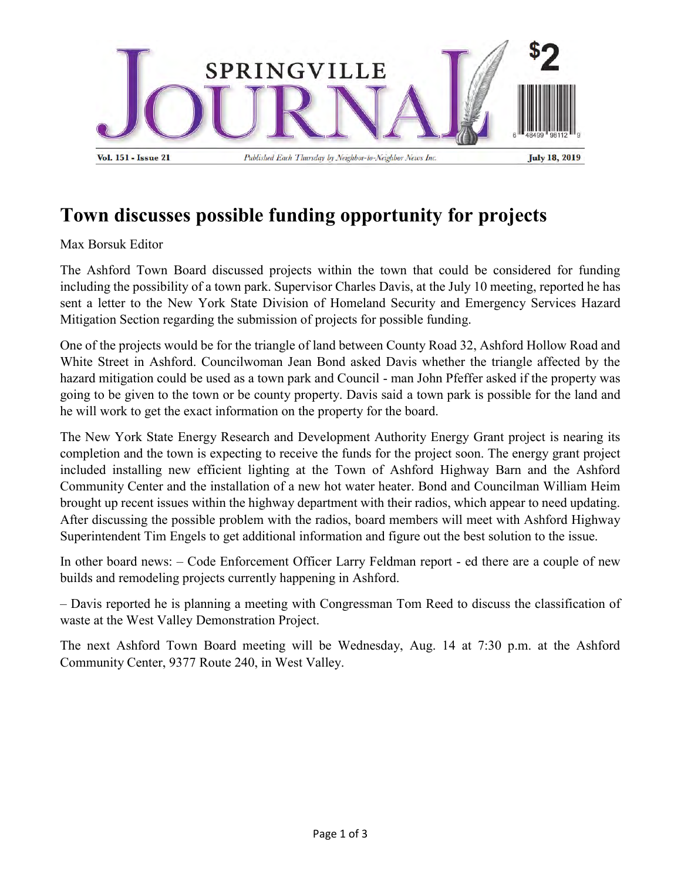# SPRINGVILLE JOURNAL

**Vol. 151 - Issue 21** *Published Each Thursday by Neighbor-to-Neighbor News Inc.* **July 18, 2019**

## Town discusses possible funding opportunity for projects

Max Borsuk Editor

The Ashford Town Board discussed projects within the town that could be considered for funding including the possibility of a town park. Supervisor Charles Davis, at the July 10 meeting, reported he has sent a letter to the New York State Division of Homeland Security and Emergency Services Hazard Mitigation Section regarding the submission of projects for possible funding.

One of the projects would be for the triangle of land between County Road 32, Ashford Hollow Road and White Street in Ashford. Councilwoman Jean Bond asked Davis whether the triangle affected by the hazard mitigation could be used as a town park and Council - man John Pfeffer asked if the property was going to be given to the town or be county property. Davis said a town park is possible for the land and he will work to get the exact information on the property for the board.

The New York State Energy Research and Development Authority Energy Grant project is nearing its completion and the town is expecting to receive the funds for the project soon. The energy grant project included installing new efficient lighting at the Town of Ashford Highway Barn and the Ashford Community Center and the installation of a new hot water heater. Bond and Councilman William Heim brought up recent issues within the highway department with their radios, which appear to need updating. After discussing the possible problem with the radios, board members will meet with Ashford Highway Superintendent Tim Engels to get additional information and figure out the best solution to the issue.

In other board news: – Code Enforcement Officer Larry Feldman report - ed there are a couple of new builds and remodeling projects currently happening in Ashford.

– Davis reported he is planning a meeting with Congressman Tom Reed to discuss the classification of waste at the West Valley Demonstration Project.

The next Ashford Town Board meeting will be Wednesday, Aug. 14 at 7:30 p.m. at the Ashford Community Center, 9377 Route 240, in West Valley.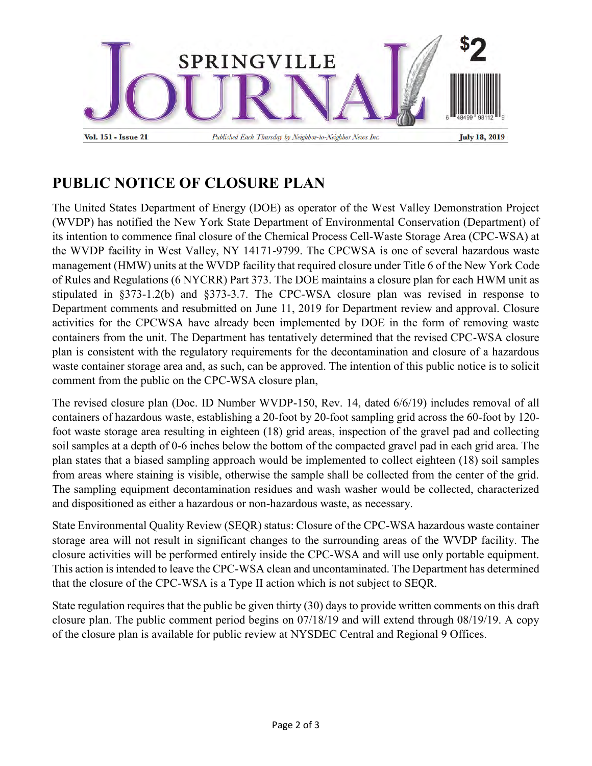SPRINGVILLE JOURNAL

$2

Vol. 151 - Issue 21 | *Published Each Thursday by Neighbor-to-Neighbor News Inc.* | July 18, 2019

## PUBLIC NOTICE OF CLOSURE PLAN

The United States Department of Energy (DOE) as operator of the West Valley Demonstration Project (WVDP) has notified the New York State Department of Environmental Conservation (Department) of its intention to commence final closure of the Chemical Process Cell-Waste Storage Area (CPC-WSA) at the WVDP facility in West Valley, NY 14171-9799. The CPCWSA is one of several hazardous waste management (HMW) units at the WVDP facility that required closure under Title 6 of the New York Code of Rules and Regulations (6 NYCRR) Part 373. The DOE maintains a closure plan for each HWM unit as stipulated in §373-1.2(b) and §373-3.7. The CPC-WSA closure plan was revised in response to Department comments and resubmitted on June 11, 2019 for Department review and approval. Closure activities for the CPCWSA have already been implemented by DOE in the form of removing waste containers from the unit. The Department has tentatively determined that the revised CPC-WSA closure plan is consistent with the regulatory requirements for the decontamination and closure of a hazardous waste container storage area and, as such, can be approved. The intention of this public notice is to solicit comment from the public on the CPC-WSA closure plan,

The revised closure plan (Doc. ID Number WVDP-150, Rev. 14, dated 6/6/19) includes removal of all containers of hazardous waste, establishing a 20-foot by 20-foot sampling grid across the 60-foot by 120-foot waste storage area resulting in eighteen (18) grid areas, inspection of the gravel pad and collecting soil samples at a depth of 0-6 inches below the bottom of the compacted gravel pad in each grid area. The plan states that a biased sampling approach would be implemented to collect eighteen (18) soil samples from areas where staining is visible, otherwise the sample shall be collected from the center of the grid. The sampling equipment decontamination residues and wash washer would be collected, characterized and dispositioned as either a hazardous or non-hazardous waste, as necessary.

State Environmental Quality Review (SEQR) status: Closure of the CPC-WSA hazardous waste container storage area will not result in significant changes to the surrounding areas of the WVDP facility. The closure activities will be performed entirely inside the CPC-WSA and will use only portable equipment. This action is intended to leave the CPC-WSA clean and uncontaminated. The Department has determined that the closure of the CPC-WSA is a Type II action which is not subject to SEQR.

State regulation requires that the public be given thirty (30) days to provide written comments on this draft closure plan. The public comment period begins on 07/18/19 and will extend through 08/19/19. A copy of the closure plan is available for public review at NYSDEC Central and Regional 9 Offices.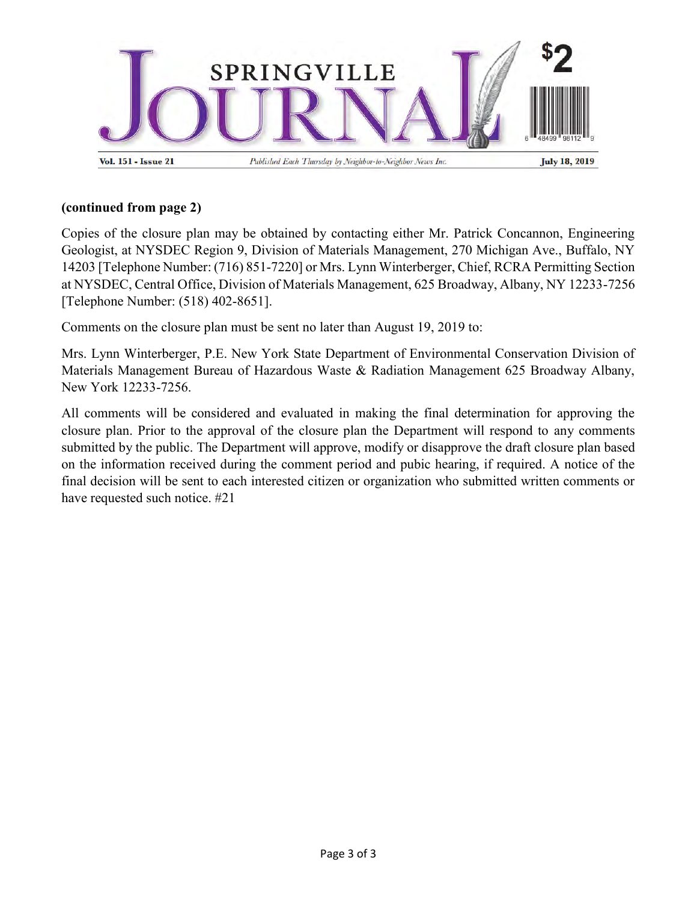**(continued from page 2)**

Copies of the closure plan may be obtained by contacting either Mr. Patrick Concannon, Engineering Geologist, at NYSDEC Region 9, Division of Materials Management, 270 Michigan Ave., Buffalo, NY 14203 [Telephone Number: (716) 851-7220] or Mrs. Lynn Winterberger, Chief, RCRA Permitting Section at NYSDEC, Central Office, Division of Materials Management, 625 Broadway, Albany, NY 12233-7256 [Telephone Number: (518) 402-8651].

Comments on the closure plan must be sent no later than August 19, 2019 to:

Mrs. Lynn Winterberger, P.E. New York State Department of Environmental Conservation Division of Materials Management Bureau of Hazardous Waste & Radiation Management 625 Broadway Albany, New York 12233-7256.

All comments will be considered and evaluated in making the final determination for approving the closure plan. Prior to the approval of the closure plan the Department will respond to any comments submitted by the public. The Department will approve, modify or disapprove the draft closure plan based on the information received during the comment period and pubic hearing, if required. A notice of the final decision will be sent to each interested citizen or organization who submitted written comments or have requested such notice. #21